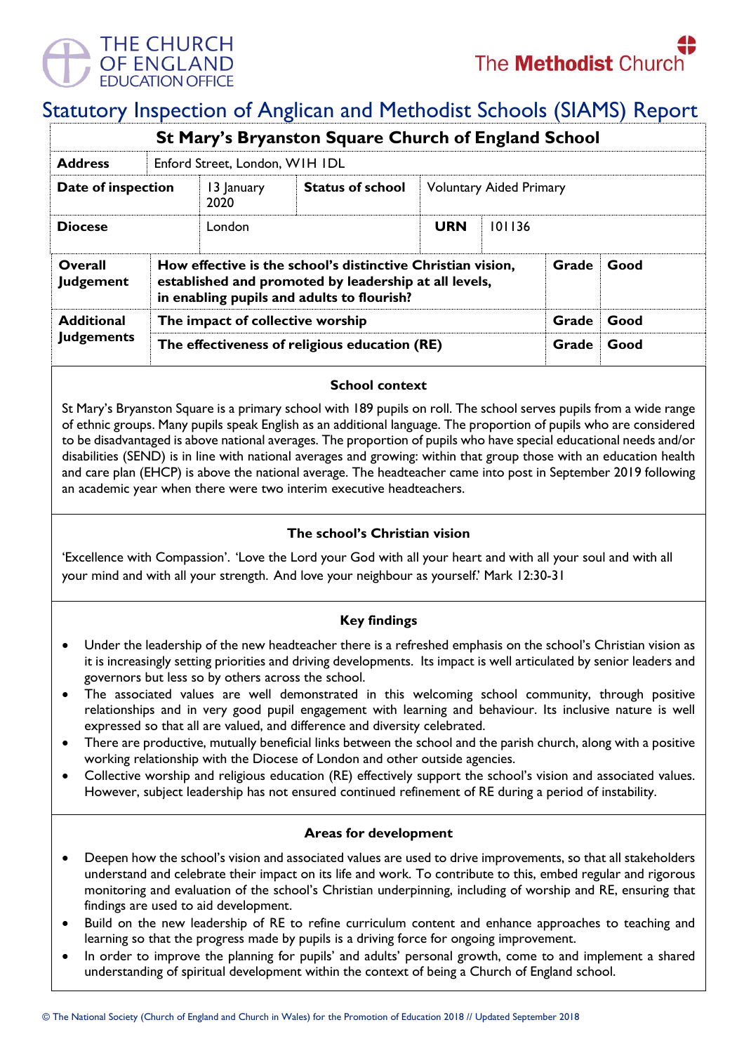# Statutory Inspection of Anglican and Methodist Schools (SIAMS) Report

| St Mary's Bryanston Square Church of England School | | | | | |
|---|---|---|---|---|---|
| **Address** | Enford Street, London, W1H 1DL | | | | |
| **Date of inspection** | 13 January 2020 | **Status of school** | Voluntary Aided Primary | | |
| **Diocese** | London | | **URN** | 101136 | |
| **Overall Judgement** | **How effective is the school's distinctive Christian vision, established and promoted by leadership at all levels, in enabling pupils and adults to flourish?** | | | **Grade** | **Good** |
| **Additional Judgements** | **The impact of collective worship** | | | **Grade** | **Good** |
| | **The effectiveness of religious education (RE)** | | | **Grade** | **Good** |

### School context

St Mary's Bryanston Square is a primary school with 189 pupils on roll. The school serves pupils from a wide range of ethnic groups. Many pupils speak English as an additional language. The proportion of pupils who are considered to be disadvantaged is above national averages. The proportion of pupils who have special educational needs and/or disabilities (SEND) is in line with national averages and growing: within that group those with an education health and care plan (EHCP) is above the national average. The headteacher came into post in September 2019 following an academic year when there were two interim executive headteachers.

### The school's Christian vision

'Excellence with Compassion'. 'Love the Lord your God with all your heart and with all your soul and with all your mind and with all your strength. And love your neighbour as yourself.' Mark 12:30-31

### Key findings

- Under the leadership of the new headteacher there is a refreshed emphasis on the school's Christian vision as it is increasingly setting priorities and driving developments. Its impact is well articulated by senior leaders and governors but less so by others across the school.
- The associated values are well demonstrated in this welcoming school community, through positive relationships and in very good pupil engagement with learning and behaviour. Its inclusive nature is well expressed so that all are valued, and difference and diversity celebrated.
- There are productive, mutually beneficial links between the school and the parish church, along with a positive working relationship with the Diocese of London and other outside agencies.
- Collective worship and religious education (RE) effectively support the school's vision and associated values. However, subject leadership has not ensured continued refinement of RE during a period of instability.

### Areas for development

- Deepen how the school's vision and associated values are used to drive improvements, so that all stakeholders understand and celebrate their impact on its life and work. To contribute to this, embed regular and rigorous monitoring and evaluation of the school's Christian underpinning, including of worship and RE, ensuring that findings are used to aid development.
- Build on the new leadership of RE to refine curriculum content and enhance approaches to teaching and learning so that the progress made by pupils is a driving force for ongoing improvement.
- In order to improve the planning for pupils' and adults' personal growth, come to and implement a shared understanding of spiritual development within the context of being a Church of England school.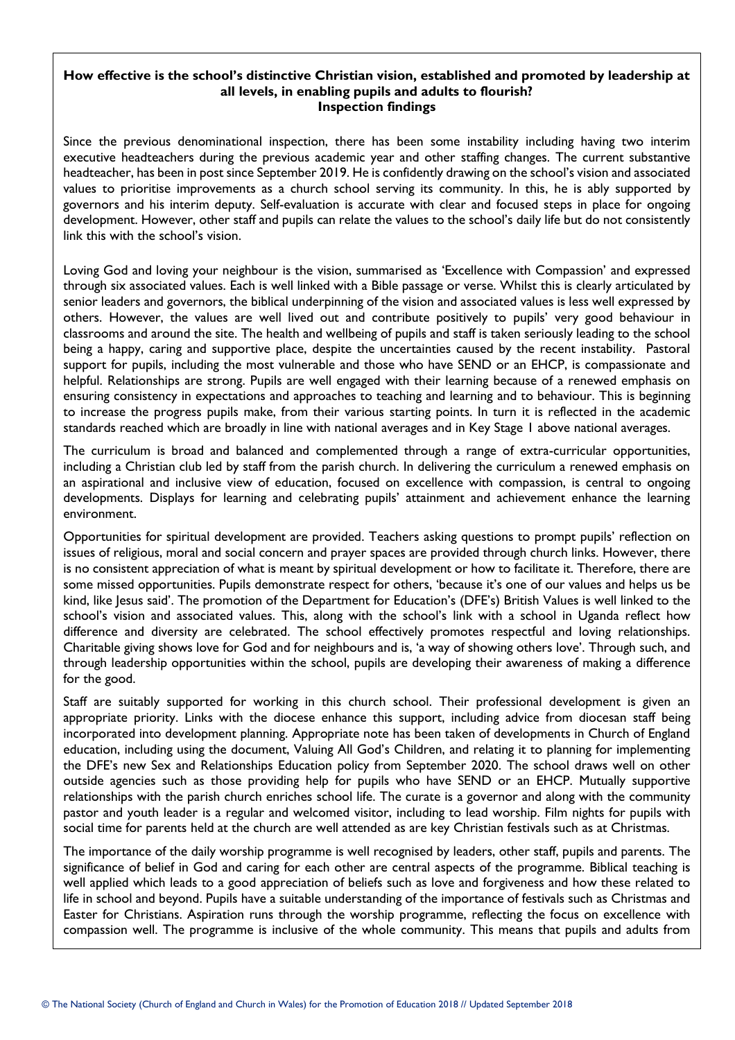**How effective is the school's distinctive Christian vision, established and promoted by leadership at all levels, in enabling pupils and adults to flourish?**
**Inspection findings**

Since the previous denominational inspection, there has been some instability including having two interim executive headteachers during the previous academic year and other staffing changes. The current substantive headteacher, has been in post since September 2019. He is confidently drawing on the school's vision and associated values to prioritise improvements as a church school serving its community. In this, he is ably supported by governors and his interim deputy. Self-evaluation is accurate with clear and focused steps in place for ongoing development. However, other staff and pupils can relate the values to the school's daily life but do not consistently link this with the school's vision.

Loving God and loving your neighbour is the vision, summarised as 'Excellence with Compassion' and expressed through six associated values. Each is well linked with a Bible passage or verse. Whilst this is clearly articulated by senior leaders and governors, the biblical underpinning of the vision and associated values is less well expressed by others. However, the values are well lived out and contribute positively to pupils' very good behaviour in classrooms and around the site. The health and wellbeing of pupils and staff is taken seriously leading to the school being a happy, caring and supportive place, despite the uncertainties caused by the recent instability. Pastoral support for pupils, including the most vulnerable and those who have SEND or an EHCP, is compassionate and helpful. Relationships are strong. Pupils are well engaged with their learning because of a renewed emphasis on ensuring consistency in expectations and approaches to teaching and learning and to behaviour. This is beginning to increase the progress pupils make, from their various starting points. In turn it is reflected in the academic standards reached which are broadly in line with national averages and in Key Stage 1 above national averages.

The curriculum is broad and balanced and complemented through a range of extra-curricular opportunities, including a Christian club led by staff from the parish church. In delivering the curriculum a renewed emphasis on an aspirational and inclusive view of education, focused on excellence with compassion, is central to ongoing developments. Displays for learning and celebrating pupils' attainment and achievement enhance the learning environment.

Opportunities for spiritual development are provided. Teachers asking questions to prompt pupils' reflection on issues of religious, moral and social concern and prayer spaces are provided through church links. However, there is no consistent appreciation of what is meant by spiritual development or how to facilitate it. Therefore, there are some missed opportunities. Pupils demonstrate respect for others, 'because it's one of our values and helps us be kind, like Jesus said'. The promotion of the Department for Education's (DFE's) British Values is well linked to the school's vision and associated values. This, along with the school's link with a school in Uganda reflect how difference and diversity are celebrated. The school effectively promotes respectful and loving relationships. Charitable giving shows love for God and for neighbours and is, 'a way of showing others love'. Through such, and through leadership opportunities within the school, pupils are developing their awareness of making a difference for the good.

Staff are suitably supported for working in this church school. Their professional development is given an appropriate priority. Links with the diocese enhance this support, including advice from diocesan staff being incorporated into development planning. Appropriate note has been taken of developments in Church of England education, including using the document, Valuing All God's Children, and relating it to planning for implementing the DFE's new Sex and Relationships Education policy from September 2020. The school draws well on other outside agencies such as those providing help for pupils who have SEND or an EHCP. Mutually supportive relationships with the parish church enriches school life. The curate is a governor and along with the community pastor and youth leader is a regular and welcomed visitor, including to lead worship. Film nights for pupils with social time for parents held at the church are well attended as are key Christian festivals such as at Christmas.

The importance of the daily worship programme is well recognised by leaders, other staff, pupils and parents. The significance of belief in God and caring for each other are central aspects of the programme. Biblical teaching is well applied which leads to a good appreciation of beliefs such as love and forgiveness and how these related to life in school and beyond. Pupils have a suitable understanding of the importance of festivals such as Christmas and Easter for Christians. Aspiration runs through the worship programme, reflecting the focus on excellence with compassion well. The programme is inclusive of the whole community. This means that pupils and adults from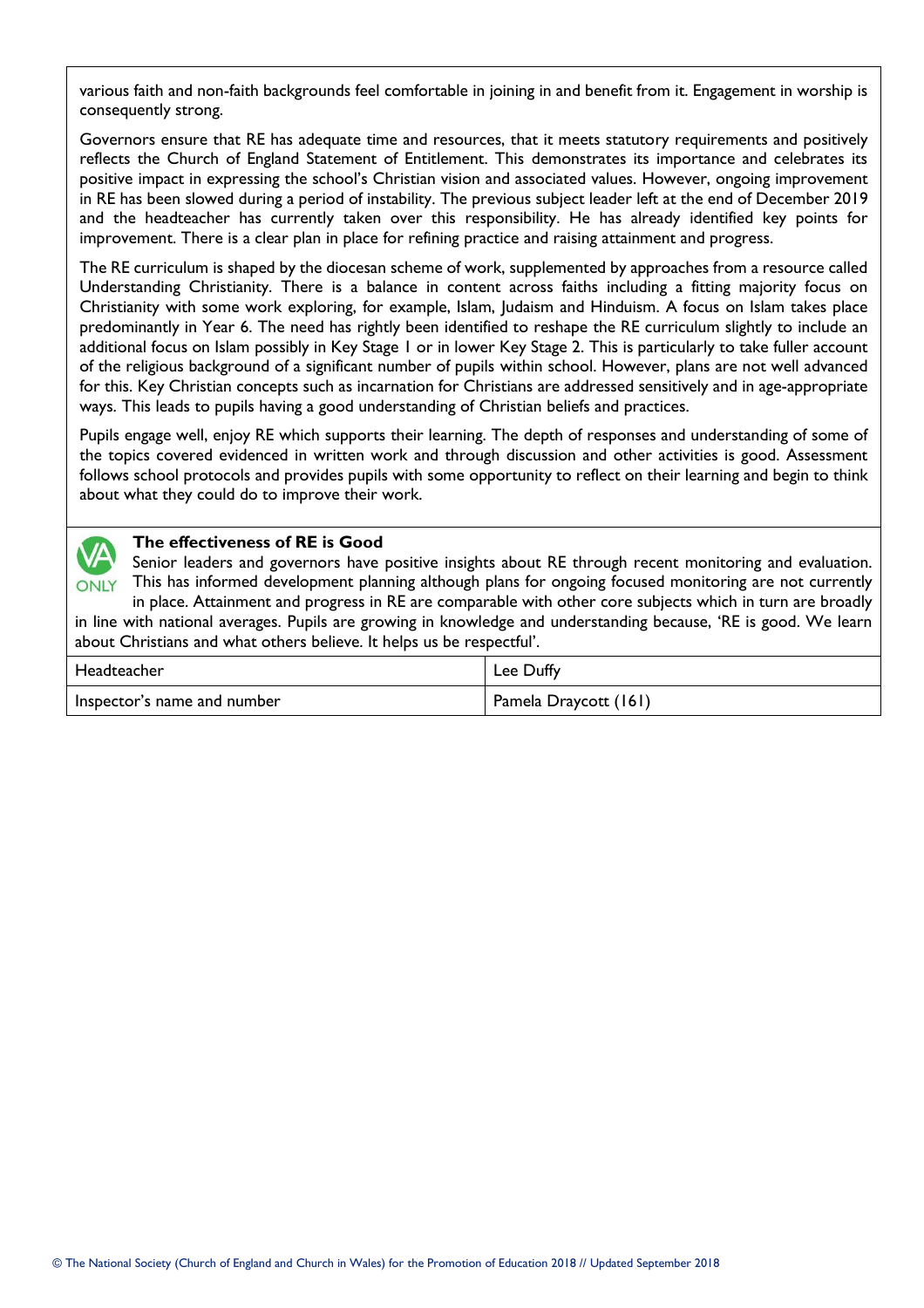various faith and non-faith backgrounds feel comfortable in joining in and benefit from it. Engagement in worship is consequently strong.

Governors ensure that RE has adequate time and resources, that it meets statutory requirements and positively reflects the Church of England Statement of Entitlement. This demonstrates its importance and celebrates its positive impact in expressing the school's Christian vision and associated values. However, ongoing improvement in RE has been slowed during a period of instability. The previous subject leader left at the end of December 2019 and the headteacher has currently taken over this responsibility. He has already identified key points for improvement. There is a clear plan in place for refining practice and raising attainment and progress.

The RE curriculum is shaped by the diocesan scheme of work, supplemented by approaches from a resource called Understanding Christianity. There is a balance in content across faiths including a fitting majority focus on Christianity with some work exploring, for example, Islam, Judaism and Hinduism. A focus on Islam takes place predominantly in Year 6. The need has rightly been identified to reshape the RE curriculum slightly to include an additional focus on Islam possibly in Key Stage 1 or in lower Key Stage 2. This is particularly to take fuller account of the religious background of a significant number of pupils within school. However, plans are not well advanced for this. Key Christian concepts such as incarnation for Christians are addressed sensitively and in age-appropriate ways. This leads to pupils having a good understanding of Christian beliefs and practices.

Pupils engage well, enjoy RE which supports their learning. The depth of responses and understanding of some of the topics covered evidenced in written work and through discussion and other activities is good. Assessment follows school protocols and provides pupils with some opportunity to reflect on their learning and begin to think about what they could do to improve their work.

VA ONLY

**The effectiveness of RE is Good**

Senior leaders and governors have positive insights about RE through recent monitoring and evaluation. This has informed development planning although plans for ongoing focused monitoring are not currently in place. Attainment and progress in RE are comparable with other core subjects which in turn are broadly in line with national averages. Pupils are growing in knowledge and understanding because, 'RE is good. We learn about Christians and what others believe. It helps us be respectful'.

| | |
|---|---|
| Headteacher | Lee Duffy |
| Inspector's name and number | Pamela Draycott (161) |

© The National Society (Church of England and Church in Wales) for the Promotion of Education 2018 // Updated September 2018